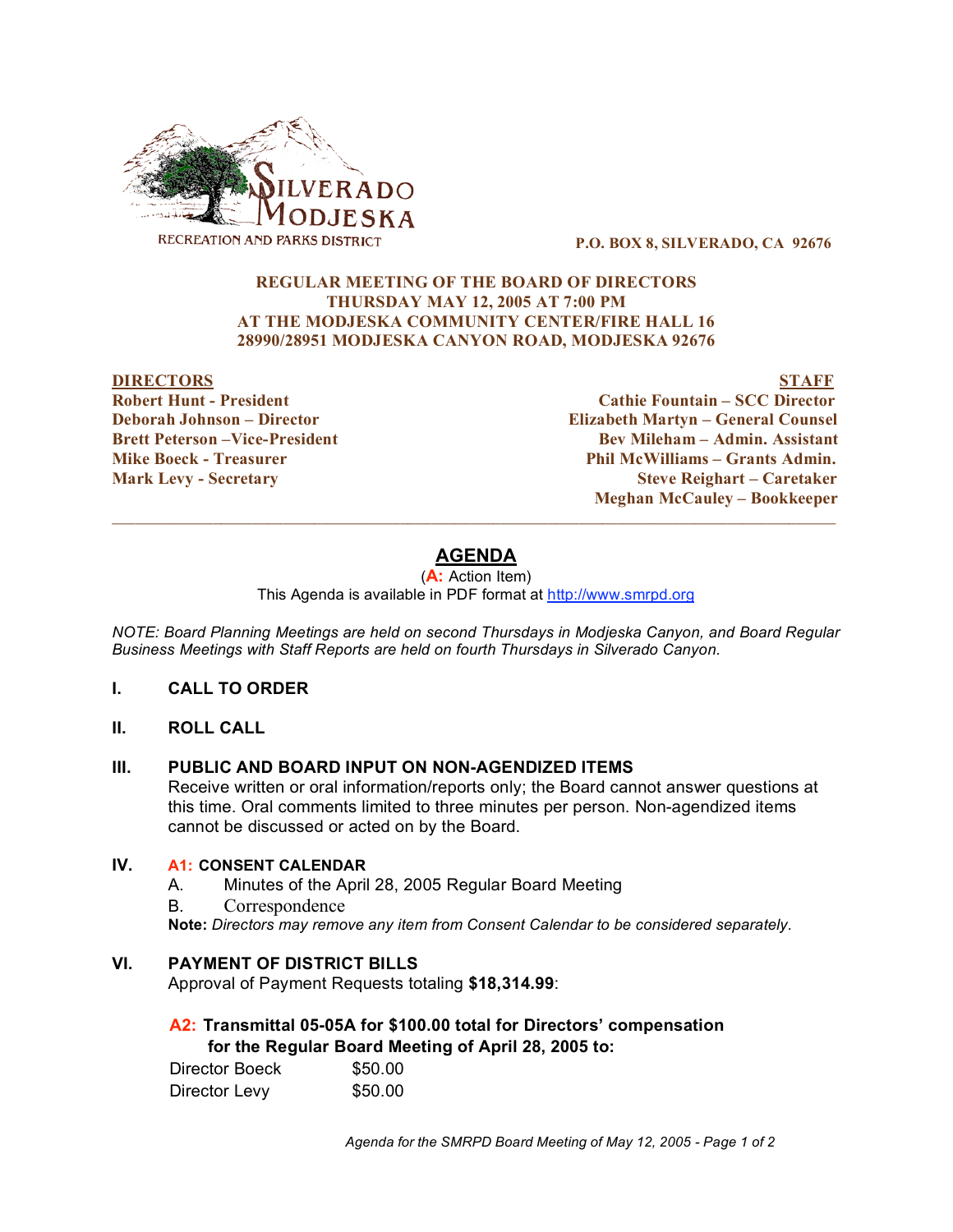SILVERADO MODJESKA RECREATION AND PARKS DISTRICT

**P.O. BOX 8, SILVERADO, CA 92676**

**REGULAR MEETING OF THE BOARD OF DIRECTORS**
**THURSDAY MAY 12, 2005 AT 7:00 PM**
**AT THE MODJESKA COMMUNITY CENTER/FIRE HALL 16**
**28990/28951 MODJESKA CANYON ROAD, MODJESKA 92676**

| **DIRECTORS** | **STAFF** |
|---|---|
| Robert Hunt - President | Cathie Fountain – SCC Director |
| Deborah Johnson – Director | Elizabeth Martyn – General Counsel |
| Brett Peterson –Vice-President | Bev Mileham – Admin. Assistant |
| Mike Boeck - Treasurer | Phil McWilliams – Grants Admin. |
| Mark Levy - Secretary | Steve Reighart – Caretaker |
| | Meghan McCauley – Bookkeeper |

---

# AGENDA

(**A:** Action Item)
This Agenda is available in PDF format at http://www.smrpd.org

*NOTE: Board Planning Meetings are held on second Thursdays in Modjeska Canyon, and Board Regular Business Meetings with Staff Reports are held on fourth Thursdays in Silverado Canyon.*

## I. CALL TO ORDER

## II. ROLL CALL

## III. PUBLIC AND BOARD INPUT ON NON-AGENDIZED ITEMS

Receive written or oral information/reports only; the Board cannot answer questions at this time. Oral comments limited to three minutes per person. Non-agendized items cannot be discussed or acted on by the Board.

## IV. A1: CONSENT CALENDAR

A. Minutes of the April 28, 2005 Regular Board Meeting

B. Correspondence

**Note:** *Directors may remove any item from Consent Calendar to be considered separately.*

## VI. PAYMENT OF DISTRICT BILLS

Approval of Payment Requests totaling **$18,314.99**:

### A2: Transmittal 05-05A for $100.00 total for Directors' compensation for the Regular Board Meeting of April 28, 2005 to:

| | |
|---|---|
| Director Boeck | $50.00 |
| Director Levy | $50.00 |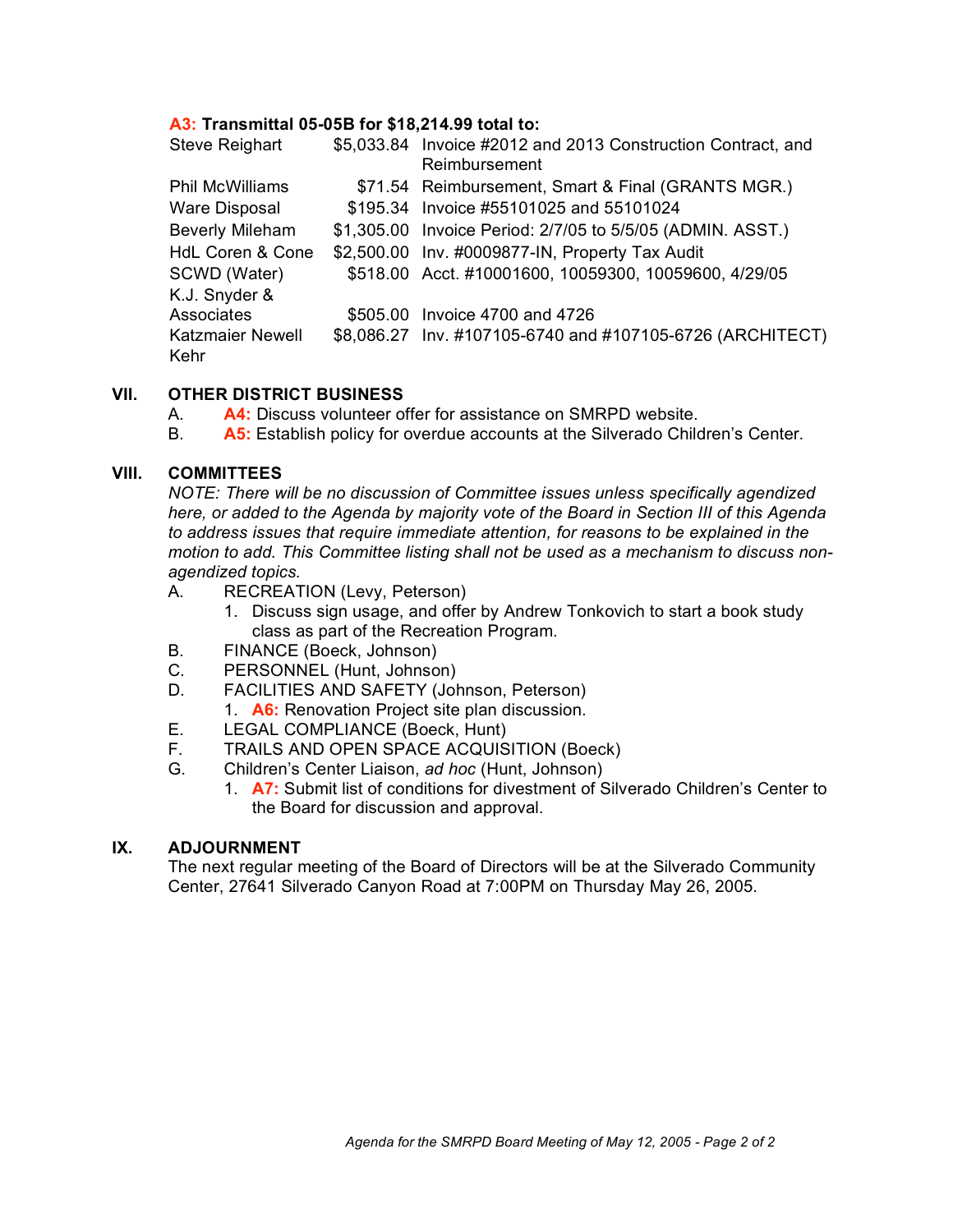**A3: Transmittal 05-05B for $18,214.99 total to:**

| | | |
|---|---|---|
| Steve Reighart | $5,033.84 | Invoice #2012 and 2013 Construction Contract, and Reimbursement |
| Phil McWilliams | $71.54 | Reimbursement, Smart & Final (GRANTS MGR.) |
| Ware Disposal | $195.34 | Invoice #55101025 and 55101024 |
| Beverly Mileham | $1,305.00 | Invoice Period: 2/7/05 to 5/5/05 (ADMIN. ASST.) |
| HdL Coren & Cone | $2,500.00 | Inv. #0009877-IN, Property Tax Audit |
| SCWD (Water) | $518.00 | Acct. #10001600, 10059300, 10059600, 4/29/05 |
| K.J. Snyder & Associates | $505.00 | Invoice 4700 and 4726 |
| Katzmaier Newell Kehr | $8,086.27 | Inv. #107105-6740 and #107105-6726 (ARCHITECT) |

## VII. OTHER DISTRICT BUSINESS

A. **A4:** Discuss volunteer offer for assistance on SMRPD website.

B. **A5:** Establish policy for overdue accounts at the Silverado Children's Center.

## VIII. COMMITTEES

*NOTE: There will be no discussion of Committee issues unless specifically agendized here, or added to the Agenda by majority vote of the Board in Section III of this Agenda to address issues that require immediate attention, for reasons to be explained in the motion to add. This Committee listing shall not be used as a mechanism to discuss non-agendized topics.*

A. RECREATION (Levy, Peterson)
   1. Discuss sign usage, and offer by Andrew Tonkovich to start a book study class as part of the Recreation Program.

B. FINANCE (Boeck, Johnson)

C. PERSONNEL (Hunt, Johnson)

D. FACILITIES AND SAFETY (Johnson, Peterson)
   1. **A6:** Renovation Project site plan discussion.

E. LEGAL COMPLIANCE (Boeck, Hunt)

F. TRAILS AND OPEN SPACE ACQUISITION (Boeck)

G. Children's Center Liaison, *ad hoc* (Hunt, Johnson)
   1. **A7:** Submit list of conditions for divestment of Silverado Children's Center to the Board for discussion and approval.

## IX. ADJOURNMENT

The next regular meeting of the Board of Directors will be at the Silverado Community Center, 27641 Silverado Canyon Road at 7:00PM on Thursday May 26, 2005.